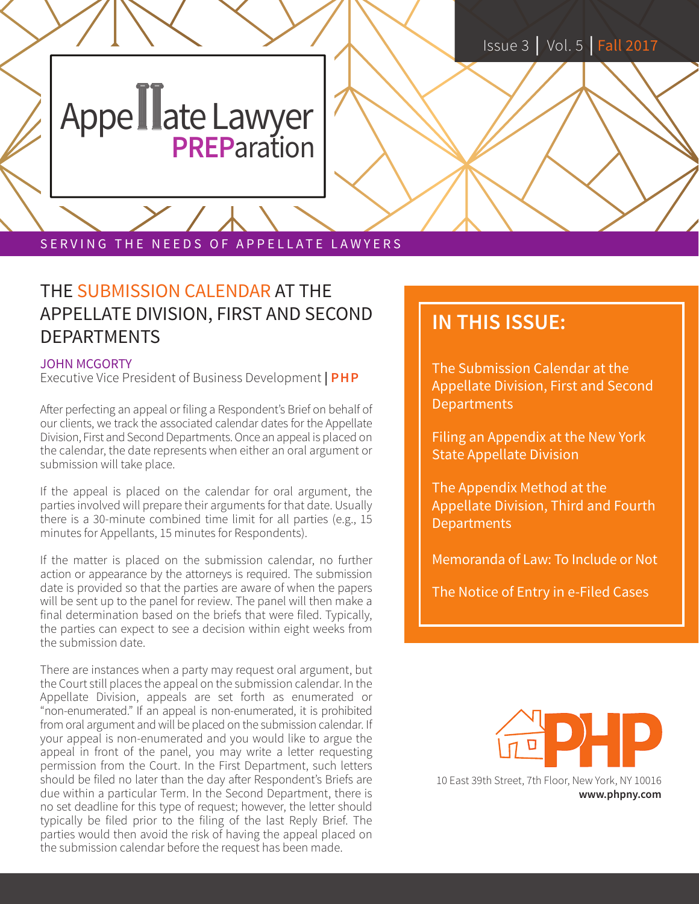# Appellate Lawyer PREParation

Issue 3 | Vol. 5 | Fall 2017

SERVING THE NEEDS OF APPELLATE LAWYERS

## THE SUBMISSION CALENDAR AT THE APPELLATE DIVISION, FIRST AND SECOND DEPARTMENTS

JOHN MCGORTY
Executive Vice President of Business Development | **PHP**

After perfecting an appeal or filing a Respondent's Brief on behalf of our clients, we track the associated calendar dates for the Appellate Division, First and Second Departments. Once an appeal is placed on the calendar, the date represents when either an oral argument or submission will take place.

If the appeal is placed on the calendar for oral argument, the parties involved will prepare their arguments for that date. Usually there is a 30-minute combined time limit for all parties (e.g., 15 minutes for Appellants, 15 minutes for Respondents).

If the matter is placed on the submission calendar, no further action or appearance by the attorneys is required. The submission date is provided so that the parties are aware of when the papers will be sent up to the panel for review. The panel will then make a final determination based on the briefs that were filed. Typically, the parties can expect to see a decision within eight weeks from the submission date.

There are instances when a party may request oral argument, but the Court still places the appeal on the submission calendar. In the Appellate Division, appeals are set forth as enumerated or "non-enumerated." If an appeal is non-enumerated, it is prohibited from oral argument and will be placed on the submission calendar. If your appeal is non-enumerated and you would like to argue the appeal in front of the panel, you may write a letter requesting permission from the Court. In the First Department, such letters should be filed no later than the day after Respondent's Briefs are due within a particular Term. In the Second Department, there is no set deadline for this type of request; however, the letter should typically be filed prior to the filing of the last Reply Brief. The parties would then avoid the risk of having the appeal placed on the submission calendar before the request has been made.

## IN THIS ISSUE:

- The Submission Calendar at the Appellate Division, First and Second Departments
- Filing an Appendix at the New York State Appellate Division
- The Appendix Method at the Appellate Division, Third and Fourth Departments
- Memoranda of Law: To Include or Not
- The Notice of Entry in e-Filed Cases

PHP
10 East 39th Street, 7th Floor, New York, NY 10016
**www.phpny.com**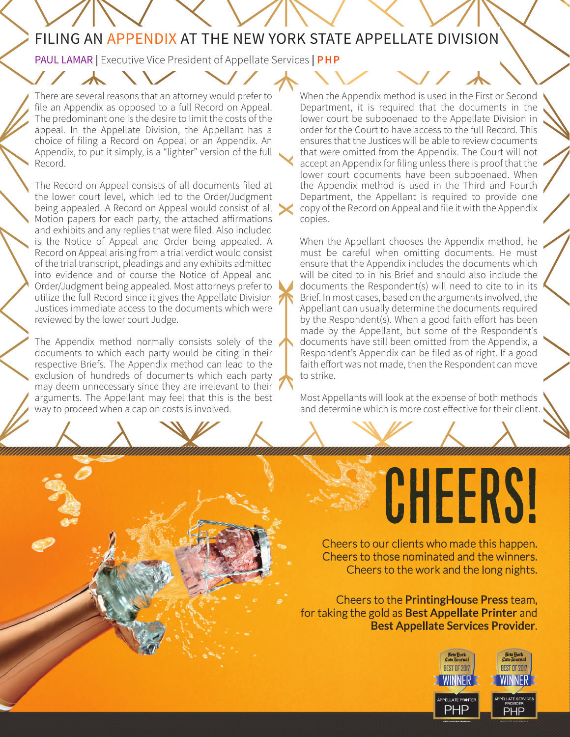# FILING AN APPENDIX AT THE NEW YORK STATE APPELLATE DIVISION

PAUL LAMAR | Executive Vice President of Appellate Services | **PHP**

There are several reasons that an attorney would prefer to file an Appendix as opposed to a full Record on Appeal. The predominant one is the desire to limit the costs of the appeal. In the Appellate Division, the Appellant has a choice of filing a Record on Appeal or an Appendix. An Appendix, to put it simply, is a "lighter" version of the full Record.

The Record on Appeal consists of all documents filed at the lower court level, which led to the Order/Judgment being appealed. A Record on Appeal would consist of all Motion papers for each party, the attached affirmations and exhibits and any replies that were filed. Also included is the Notice of Appeal and Order being appealed. A Record on Appeal arising from a trial verdict would consist of the trial transcript, pleadings and any exhibits admitted into evidence and of course the Notice of Appeal and Order/Judgment being appealed. Most attorneys prefer to utilize the full Record since it gives the Appellate Division Justices immediate access to the documents which were reviewed by the lower court Judge.

The Appendix method normally consists solely of the documents to which each party would be citing in their respective Briefs. The Appendix method can lead to the exclusion of hundreds of documents which each party may deem unnecessary since they are irrelevant to their arguments. The Appellant may feel that this is the best way to proceed when a cap on costs is involved.

When the Appendix method is used in the First or Second Department, it is required that the documents in the lower court be subpoenaed to the Appellate Division in order for the Court to have access to the full Record. This ensures that the Justices will be able to review documents that were omitted from the Appendix. The Court will not accept an Appendix for filing unless there is proof that the lower court documents have been subpoenaed. When the Appendix method is used in the Third and Fourth Department, the Appellant is required to provide one copy of the Record on Appeal and file it with the Appendix copies.

When the Appellant chooses the Appendix method, he must be careful when omitting documents. He must ensure that the Appendix includes the documents which will be cited to in his Brief and should also include the documents the Respondent(s) will need to cite to in its Brief. In most cases, based on the arguments involved, the Appellant can usually determine the documents required by the Respondent(s). When a good faith effort has been made by the Appellant, but some of the Respondent's documents have still been omitted from the Appendix, a Respondent's Appendix can be filed as of right. If a good faith effort was not made, then the Respondent can move to strike.

Most Appellants will look at the expense of both methods and determine which is more cost effective for their client.

# CHEERS!

Cheers to our clients who made this happen.
Cheers to those nominated and the winners.
Cheers to the work and the long nights.

Cheers to the **PrintingHouse Press** team, for taking the gold as **Best Appellate Printer** and **Best Appellate Services Provider**.

New York Law Journal BEST OF 2017 WINNER — APPELLATE PRINTER PHP

New York Law Journal BEST OF 2017 WINNER — APPELLATE SERVICES PROVIDER PHP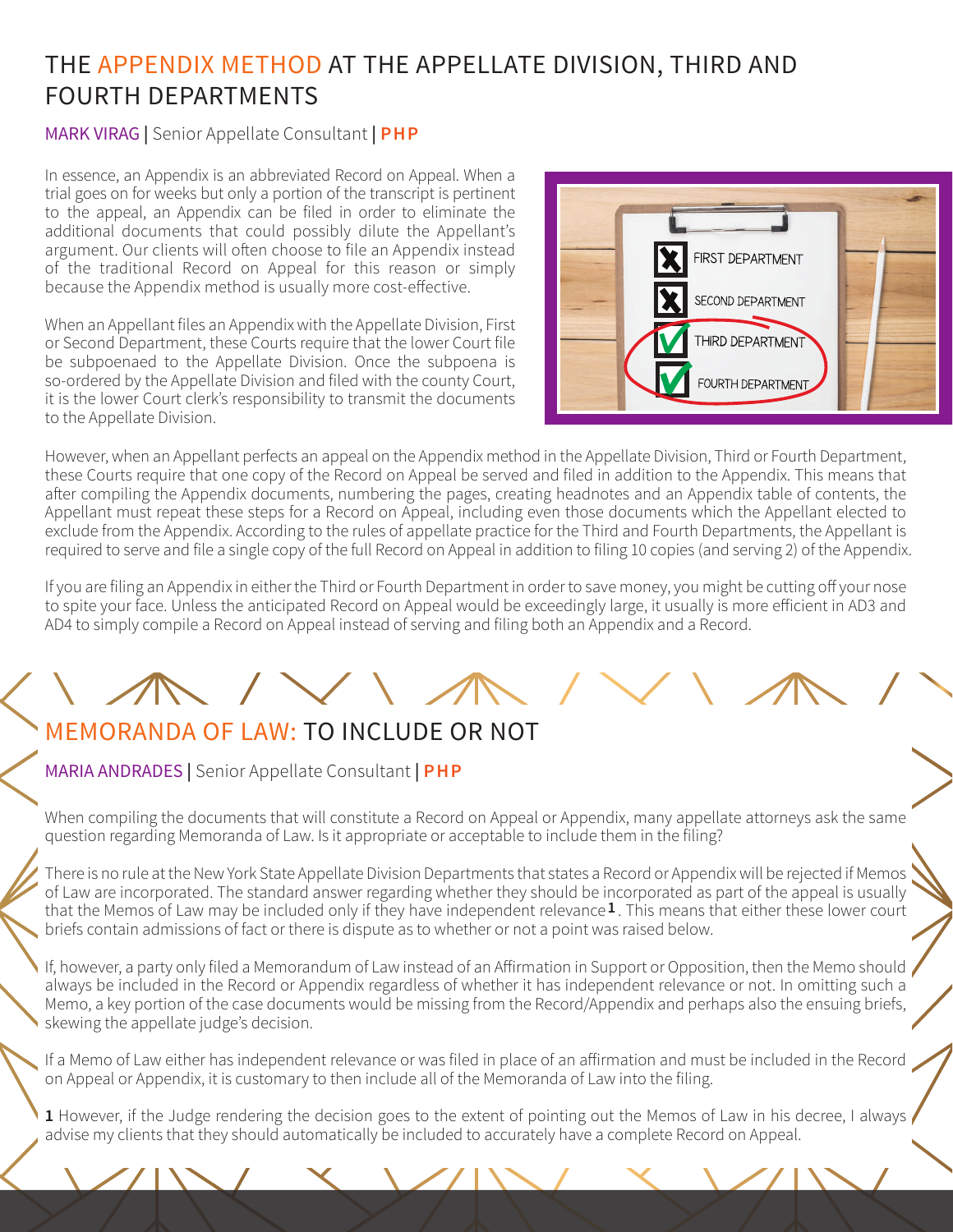## THE APPENDIX METHOD AT THE APPELLATE DIVISION, THIRD AND FOURTH DEPARTMENTS

MARK VIRAG | Senior Appellate Consultant | **PHP**

In essence, an Appendix is an abbreviated Record on Appeal. When a trial goes on for weeks but only a portion of the transcript is pertinent to the appeal, an Appendix can be filed in order to eliminate the additional documents that could possibly dilute the Appellant's argument. Our clients will often choose to file an Appendix instead of the traditional Record on Appeal for this reason or simply because the Appendix method is usually more cost-effective.

When an Appellant files an Appendix with the Appellate Division, First or Second Department, these Courts require that the lower Court file be subpoenaed to the Appellate Division. Once the subpoena is so-ordered by the Appellate Division and filed with the county Court, it is the lower Court clerk's responsibility to transmit the documents to the Appellate Division.

However, when an Appellant perfects an appeal on the Appendix method in the Appellate Division, Third or Fourth Department, these Courts require that one copy of the Record on Appeal be served and filed in addition to the Appendix. This means that after compiling the Appendix documents, numbering the pages, creating headnotes and an Appendix table of contents, the Appellant must repeat these steps for a Record on Appeal, including even those documents which the Appellant elected to exclude from the Appendix. According to the rules of appellate practice for the Third and Fourth Departments, the Appellant is required to serve and file a single copy of the full Record on Appeal in addition to filing 10 copies (and serving 2) of the Appendix.

If you are filing an Appendix in either the Third or Fourth Department in order to save money, you might be cutting off your nose to spite your face. Unless the anticipated Record on Appeal would be exceedingly large, it usually is more efficient in AD3 and AD4 to simply compile a Record on Appeal instead of serving and filing both an Appendix and a Record.

## MEMORANDA OF LAW: TO INCLUDE OR NOT

MARIA ANDRADES | Senior Appellate Consultant | **PHP**

When compiling the documents that will constitute a Record on Appeal or Appendix, many appellate attorneys ask the same question regarding Memoranda of Law. Is it appropriate or acceptable to include them in the filing?

There is no rule at the New York State Appellate Division Departments that states a Record or Appendix will be rejected if Memos of Law are incorporated. The standard answer regarding whether they should be incorporated as part of the appeal is usually that the Memos of Law may be included only if they have independent relevance[1]. This means that either these lower court briefs contain admissions of fact or there is dispute as to whether or not a point was raised below.

If, however, a party only filed a Memorandum of Law instead of an Affirmation in Support or Opposition, then the Memo should always be included in the Record or Appendix regardless of whether it has independent relevance or not. In omitting such a Memo, a key portion of the case documents would be missing from the Record/Appendix and perhaps also the ensuing briefs, skewing the appellate judge's decision.

If a Memo of Law either has independent relevance or was filed in place of an affirmation and must be included in the Record on Appeal or Appendix, it is customary to then include all of the Memoranda of Law into the filing.

**1** However, if the Judge rendering the decision goes to the extent of pointing out the Memos of Law in his decree, I always advise my clients that they should automatically be included to accurately have a complete Record on Appeal.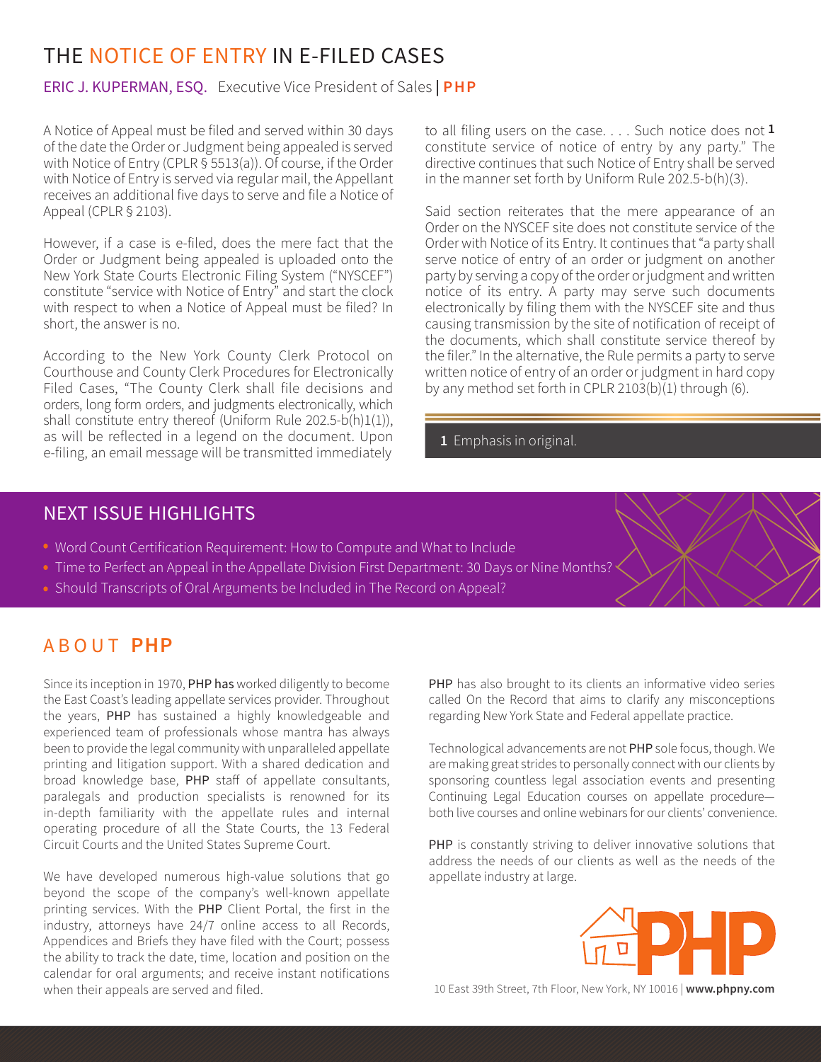# THE NOTICE OF ENTRY IN E-FILED CASES

ERIC J. KUPERMAN, ESQ. Executive Vice President of Sales | **PHP**

A Notice of Appeal must be filed and served within 30 days of the date the Order or Judgment being appealed is served with Notice of Entry (CPLR § 5513(a)). Of course, if the Order with Notice of Entry is served via regular mail, the Appellant receives an additional five days to serve and file a Notice of Appeal (CPLR § 2103).

However, if a case is e-filed, does the mere fact that the Order or Judgment being appealed is uploaded onto the New York State Courts Electronic Filing System ("NYSCEF") constitute "service with Notice of Entry" and start the clock with respect to when a Notice of Appeal must be filed? In short, the answer is no.

According to the New York County Clerk Protocol on Courthouse and County Clerk Procedures for Electronically Filed Cases, "The County Clerk shall file decisions and orders, long form orders, and judgments electronically, which shall constitute entry thereof (Uniform Rule 202.5-b(h)1(1)), as will be reflected in a legend on the document. Upon e-filing, an email message will be transmitted immediately to all filing users on the case. . . . Such notice does not constitute service of notice of entry by any party."[1] The directive continues that such Notice of Entry shall be served in the manner set forth by Uniform Rule 202.5-b(h)(3).

Said section reiterates that the mere appearance of an Order on the NYSCEF site does not constitute service of the Order with Notice of its Entry. It continues that "a party shall serve notice of entry of an order or judgment on another party by serving a copy of the order or judgment and written notice of its entry. A party may serve such documents electronically by filing them with the NYSCEF site and thus causing transmission by the site of notification of receipt of the documents, which shall constitute service thereof by the filer." In the alternative, the Rule permits a party to serve written notice of entry of an order or judgment in hard copy by any method set forth in CPLR 2103(b)(1) through (6).

[1] Emphasis in original.

## NEXT ISSUE HIGHLIGHTS

- Word Count Certification Requirement: How to Compute and What to Include
- Time to Perfect an Appeal in the Appellate Division First Department: 30 Days or Nine Months?
- Should Transcripts of Oral Arguments be Included in The Record on Appeal?

## ABOUT **PHP**

Since its inception in 1970, PHP has worked diligently to become the East Coast's leading appellate services provider. Throughout the years, PHP has sustained a highly knowledgeable and experienced team of professionals whose mantra has always been to provide the legal community with unparalleled appellate printing and litigation support. With a shared dedication and broad knowledge base, PHP staff of appellate consultants, paralegals and production specialists is renowned for its in-depth familiarity with the appellate rules and internal operating procedure of all the State Courts, the 13 Federal Circuit Courts and the United States Supreme Court.

We have developed numerous high-value solutions that go beyond the scope of the company's well-known appellate printing services. With the PHP Client Portal, the first in the industry, attorneys have 24/7 online access to all Records, Appendices and Briefs they have filed with the Court; possess the ability to track the date, time, location and position on the calendar for oral arguments; and receive instant notifications when their appeals are served and filed.

PHP has also brought to its clients an informative video series called On the Record that aims to clarify any misconceptions regarding New York State and Federal appellate practice.

Technological advancements are not PHP sole focus, though. We are making great strides to personally connect with our clients by sponsoring countless legal association events and presenting Continuing Legal Education courses on appellate procedure—both live courses and online webinars for our clients' convenience.

PHP is constantly striving to deliver innovative solutions that address the needs of our clients as well as the needs of the appellate industry at large.

PHP

10 East 39th Street, 7th Floor, New York, NY 10016 | **www.phpny.com**